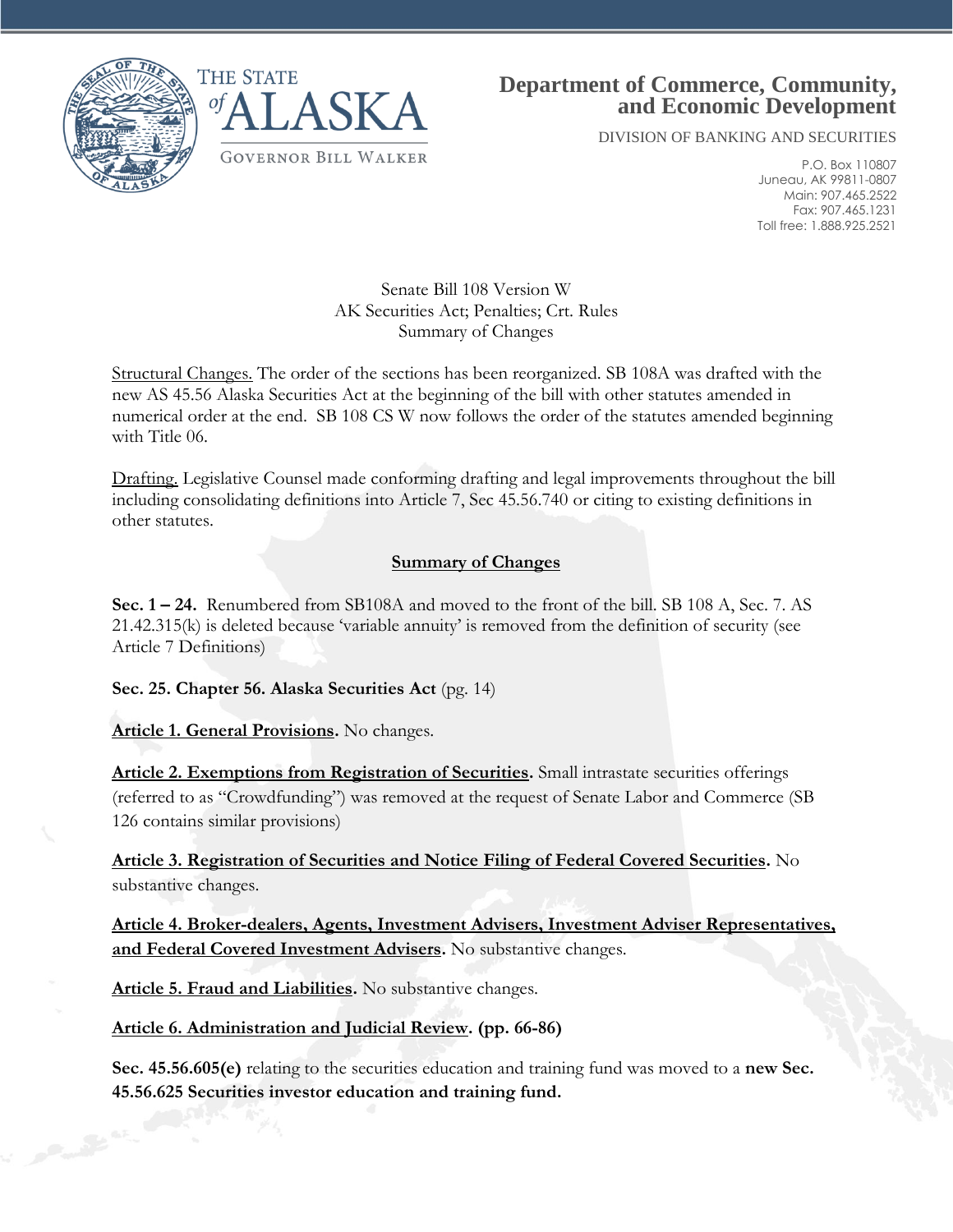THE STATE of ALASKA

GOVERNOR BILL WALKER

# Department of Commerce, Community, and Economic Development

DIVISION OF BANKING AND SECURITIES

P.O. Box 110807
Juneau, AK 99811-0807
Main: 907.465.2522
Fax: 907.465.1231
Toll free: 1.888.925.2521

Senate Bill 108 Version W
AK Securities Act; Penalties; Crt. Rules
Summary of Changes

Structural Changes. The order of the sections has been reorganized. SB 108A was drafted with the new AS 45.56 Alaska Securities Act at the beginning of the bill with other statutes amended in numerical order at the end. SB 108 CS W now follows the order of the statutes amended beginning with Title 06.

Drafting. Legislative Counsel made conforming drafting and legal improvements throughout the bill including consolidating definitions into Article 7, Sec 45.56.740 or citing to existing definitions in other statutes.

## Summary of Changes

**Sec. 1 – 24.** Renumbered from SB108A and moved to the front of the bill. SB 108 A, Sec. 7. AS 21.42.315(k) is deleted because 'variable annuity' is removed from the definition of security (see Article 7 Definitions)

**Sec. 25. Chapter 56. Alaska Securities Act** (pg. 14)

**Article 1. General Provisions.** No changes.

**Article 2. Exemptions from Registration of Securities.** Small intrastate securities offerings (referred to as "Crowdfunding") was removed at the request of Senate Labor and Commerce (SB 126 contains similar provisions)

**Article 3. Registration of Securities and Notice Filing of Federal Covered Securities.** No substantive changes.

**Article 4. Broker-dealers, Agents, Investment Advisers, Investment Adviser Representatives, and Federal Covered Investment Advisers.** No substantive changes.

**Article 5. Fraud and Liabilities.** No substantive changes.

**Article 6. Administration and Judicial Review. (pp. 66-86)**

**Sec. 45.56.605(e)** relating to the securities education and training fund was moved to a **new Sec. 45.56.625 Securities investor education and training fund.**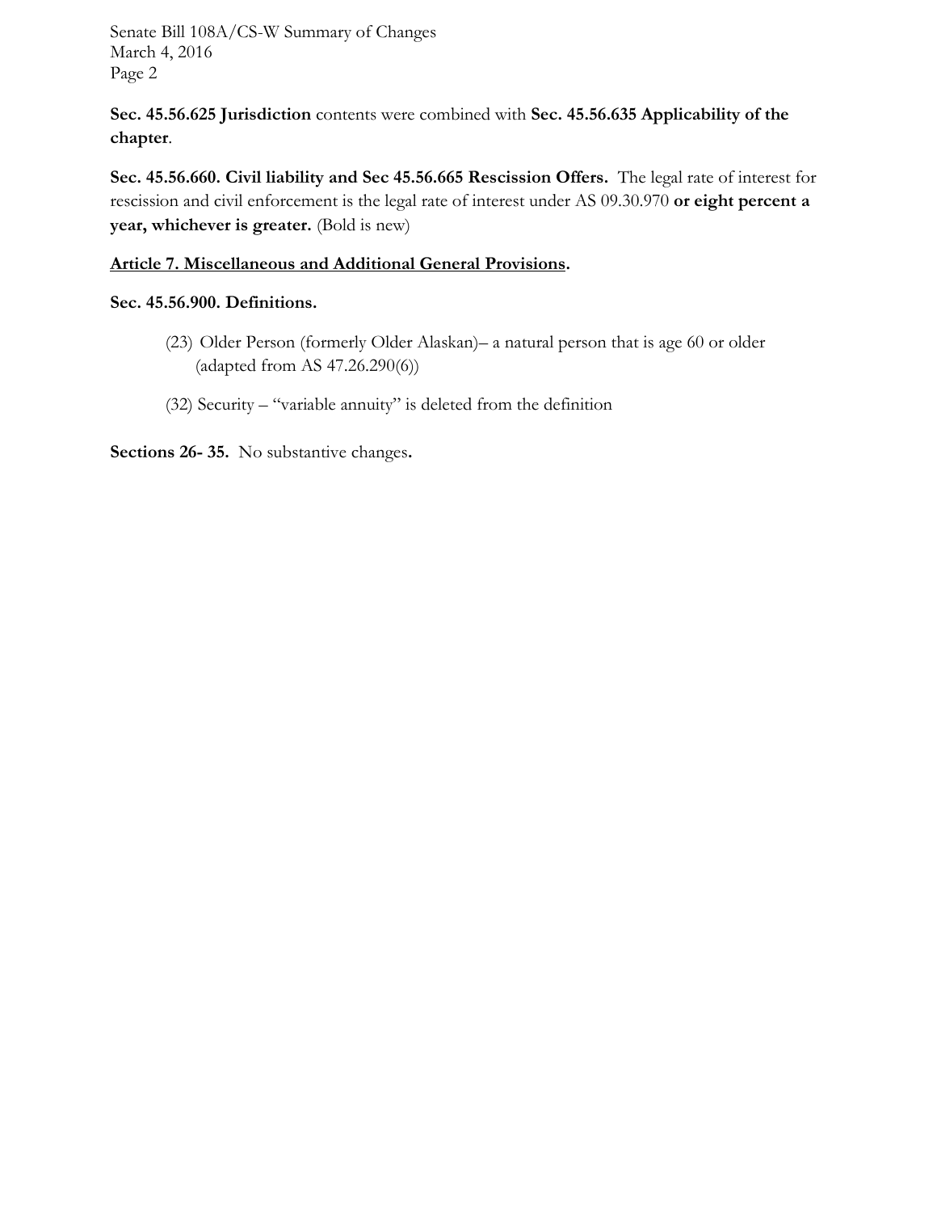**Sec. 45.56.625 Jurisdiction** contents were combined with **Sec. 45.56.635 Applicability of the chapter**.

**Sec. 45.56.660. Civil liability and Sec 45.56.665 Rescission Offers.** The legal rate of interest for rescission and civil enforcement is the legal rate of interest under AS 09.30.970 **or eight percent a year, whichever is greater.** (Bold is new)

**Article 7. Miscellaneous and Additional General Provisions.**

**Sec. 45.56.900. Definitions.**

(23) Older Person (formerly Older Alaskan)– a natural person that is age 60 or older (adapted from AS 47.26.290(6))

(32) Security – "variable annuity" is deleted from the definition

**Sections 26- 35.** No substantive changes**.**